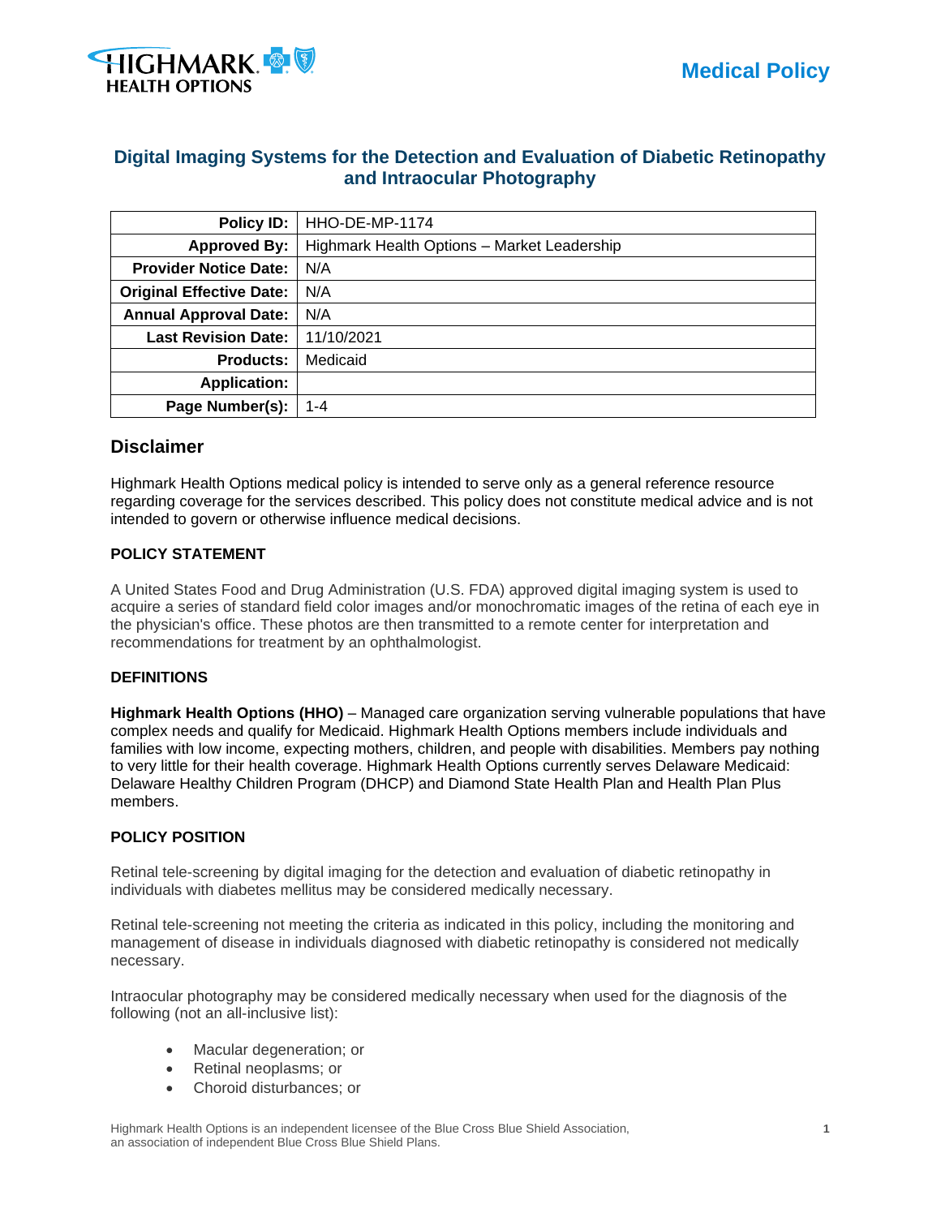# Digital Imaging Systems for the Detection and Evaluation of Diabetic Retinopathy and Intraocular Photography

| | |
|---|---|
| **Policy ID:** | HHO-DE-MP-1174 |
| **Approved By:** | Highmark Health Options – Market Leadership |
| **Provider Notice Date:** | N/A |
| **Original Effective Date:** | N/A |
| **Annual Approval Date:** | N/A |
| **Last Revision Date:** | 11/10/2021 |
| **Products:** | Medicaid |
| **Application:** | |
| **Page Number(s):** | 1-4 |

## Disclaimer

Highmark Health Options medical policy is intended to serve only as a general reference resource regarding coverage for the services described. This policy does not constitute medical advice and is not intended to govern or otherwise influence medical decisions.

### POLICY STATEMENT

A United States Food and Drug Administration (U.S. FDA) approved digital imaging system is used to acquire a series of standard field color images and/or monochromatic images of the retina of each eye in the physician's office. These photos are then transmitted to a remote center for interpretation and recommendations for treatment by an ophthalmologist.

### DEFINITIONS

**Highmark Health Options (HHO)** – Managed care organization serving vulnerable populations that have complex needs and qualify for Medicaid. Highmark Health Options members include individuals and families with low income, expecting mothers, children, and people with disabilities. Members pay nothing to very little for their health coverage. Highmark Health Options currently serves Delaware Medicaid: Delaware Healthy Children Program (DHCP) and Diamond State Health Plan and Health Plan Plus members.

### POLICY POSITION

Retinal tele-screening by digital imaging for the detection and evaluation of diabetic retinopathy in individuals with diabetes mellitus may be considered medically necessary.

Retinal tele-screening not meeting the criteria as indicated in this policy, including the monitoring and management of disease in individuals diagnosed with diabetic retinopathy is considered not medically necessary.

Intraocular photography may be considered medically necessary when used for the diagnosis of the following (not an all-inclusive list):

- Macular degeneration; or
- Retinal neoplasms; or
- Choroid disturbances; or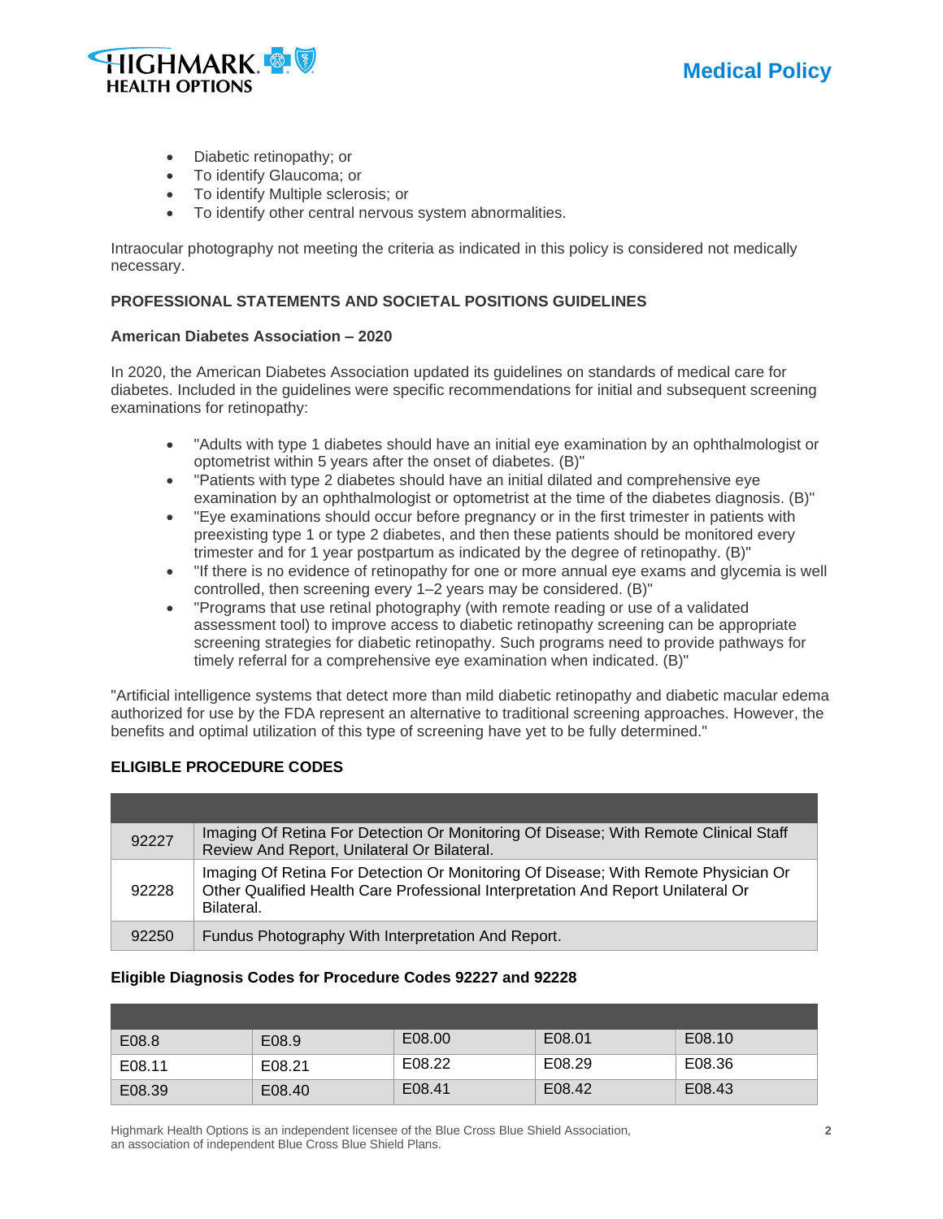- Diabetic retinopathy; or
- To identify Glaucoma; or
- To identify Multiple sclerosis; or
- To identify other central nervous system abnormalities.

Intraocular photography not meeting the criteria as indicated in this policy is considered not medically necessary.

### PROFESSIONAL STATEMENTS AND SOCIETAL POSITIONS GUIDELINES

#### American Diabetes Association – 2020

In 2020, the American Diabetes Association updated its guidelines on standards of medical care for diabetes. Included in the guidelines were specific recommendations for initial and subsequent screening examinations for retinopathy:

- "Adults with type 1 diabetes should have an initial eye examination by an ophthalmologist or optometrist within 5 years after the onset of diabetes. (B)"
- "Patients with type 2 diabetes should have an initial dilated and comprehensive eye examination by an ophthalmologist or optometrist at the time of the diabetes diagnosis. (B)"
- "Eye examinations should occur before pregnancy or in the first trimester in patients with preexisting type 1 or type 2 diabetes, and then these patients should be monitored every trimester and for 1 year postpartum as indicated by the degree of retinopathy. (B)"
- "If there is no evidence of retinopathy for one or more annual eye exams and glycemia is well controlled, then screening every 1–2 years may be considered. (B)"
- "Programs that use retinal photography (with remote reading or use of a validated assessment tool) to improve access to diabetic retinopathy screening can be appropriate screening strategies for diabetic retinopathy. Such programs need to provide pathways for timely referral for a comprehensive eye examination when indicated. (B)"

"Artificial intelligence systems that detect more than mild diabetic retinopathy and diabetic macular edema authorized for use by the FDA represent an alternative to traditional screening approaches. However, the benefits and optimal utilization of this type of screening have yet to be fully determined."

### ELIGIBLE PROCEDURE CODES

| | |
|---|---|
| 92227 | Imaging Of Retina For Detection Or Monitoring Of Disease; With Remote Clinical Staff Review And Report, Unilateral Or Bilateral. |
| 92228 | Imaging Of Retina For Detection Or Monitoring Of Disease; With Remote Physician Or Other Qualified Health Care Professional Interpretation And Report Unilateral Or Bilateral. |
| 92250 | Fundus Photography With Interpretation And Report. |

#### Eligible Diagnosis Codes for Procedure Codes 92227 and 92228

| | | | | |
|---|---|---|---|---|
| E08.8 | E08.9 | E08.00 | E08.01 | E08.10 |
| E08.11 | E08.21 | E08.22 | E08.29 | E08.36 |
| E08.39 | E08.40 | E08.41 | E08.42 | E08.43 |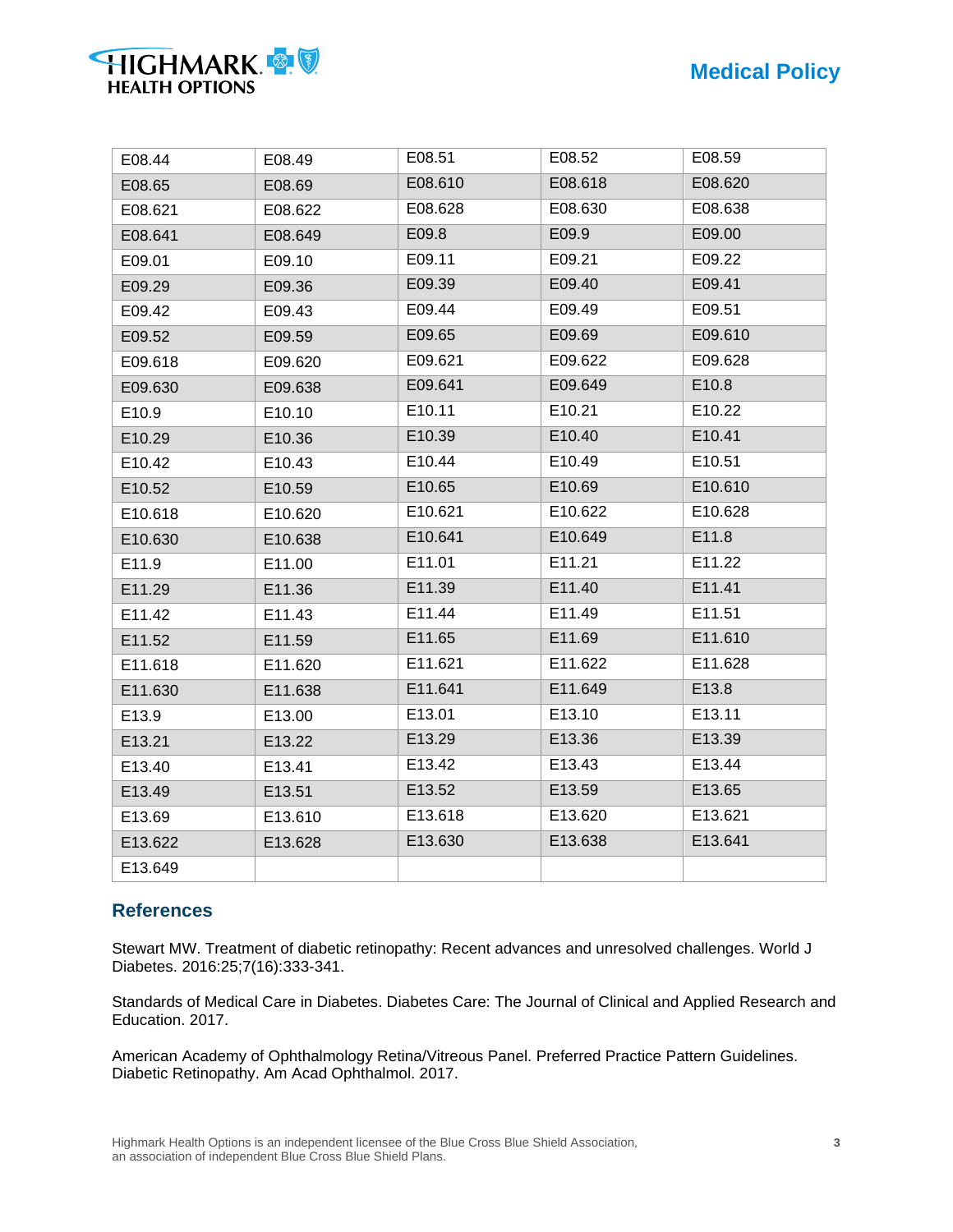| | | | | |
|---|---|---|---|---|
| E08.44 | E08.49 | E08.51 | E08.52 | E08.59 |
| E08.65 | E08.69 | E08.610 | E08.618 | E08.620 |
| E08.621 | E08.622 | E08.628 | E08.630 | E08.638 |
| E08.641 | E08.649 | E09.8 | E09.9 | E09.00 |
| E09.01 | E09.10 | E09.11 | E09.21 | E09.22 |
| E09.29 | E09.36 | E09.39 | E09.40 | E09.41 |
| E09.42 | E09.43 | E09.44 | E09.49 | E09.51 |
| E09.52 | E09.59 | E09.65 | E09.69 | E09.610 |
| E09.618 | E09.620 | E09.621 | E09.622 | E09.628 |
| E09.630 | E09.638 | E09.641 | E09.649 | E10.8 |
| E10.9 | E10.10 | E10.11 | E10.21 | E10.22 |
| E10.29 | E10.36 | E10.39 | E10.40 | E10.41 |
| E10.42 | E10.43 | E10.44 | E10.49 | E10.51 |
| E10.52 | E10.59 | E10.65 | E10.69 | E10.610 |
| E10.618 | E10.620 | E10.621 | E10.622 | E10.628 |
| E10.630 | E10.638 | E10.641 | E10.649 | E11.8 |
| E11.9 | E11.00 | E11.01 | E11.21 | E11.22 |
| E11.29 | E11.36 | E11.39 | E11.40 | E11.41 |
| E11.42 | E11.43 | E11.44 | E11.49 | E11.51 |
| E11.52 | E11.59 | E11.65 | E11.69 | E11.610 |
| E11.618 | E11.620 | E11.621 | E11.622 | E11.628 |
| E11.630 | E11.638 | E11.641 | E11.649 | E13.8 |
| E13.9 | E13.00 | E13.01 | E13.10 | E13.11 |
| E13.21 | E13.22 | E13.29 | E13.36 | E13.39 |
| E13.40 | E13.41 | E13.42 | E13.43 | E13.44 |
| E13.49 | E13.51 | E13.52 | E13.59 | E13.65 |
| E13.69 | E13.610 | E13.618 | E13.620 | E13.621 |
| E13.622 | E13.628 | E13.630 | E13.638 | E13.641 |
| E13.649 | | | | |

## References

Stewart MW. Treatment of diabetic retinopathy: Recent advances and unresolved challenges. World J Diabetes. 2016:25;7(16):333-341.

Standards of Medical Care in Diabetes. Diabetes Care: The Journal of Clinical and Applied Research and Education. 2017.

American Academy of Ophthalmology Retina/Vitreous Panel. Preferred Practice Pattern Guidelines. Diabetic Retinopathy. Am Acad Ophthalmol. 2017.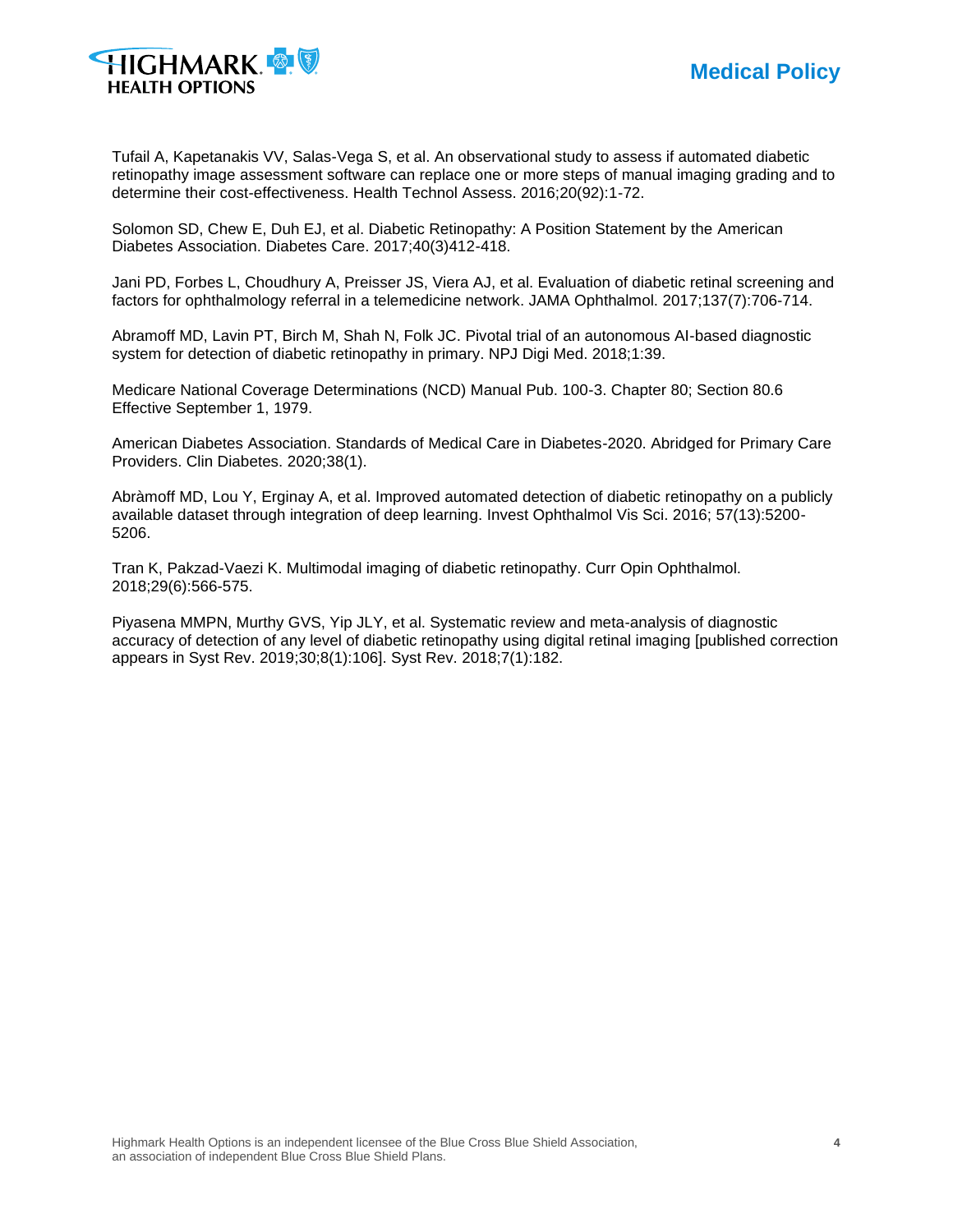Tufail A, Kapetanakis VV, Salas-Vega S, et al. An observational study to assess if automated diabetic retinopathy image assessment software can replace one or more steps of manual imaging grading and to determine their cost-effectiveness. Health Technol Assess. 2016;20(92):1-72.

Solomon SD, Chew E, Duh EJ, et al. Diabetic Retinopathy: A Position Statement by the American Diabetes Association. Diabetes Care. 2017;40(3)412-418.

Jani PD, Forbes L, Choudhury A, Preisser JS, Viera AJ, et al. Evaluation of diabetic retinal screening and factors for ophthalmology referral in a telemedicine network. JAMA Ophthalmol. 2017;137(7):706-714.

Abramoff MD, Lavin PT, Birch M, Shah N, Folk JC. Pivotal trial of an autonomous AI-based diagnostic system for detection of diabetic retinopathy in primary. NPJ Digi Med. 2018;1:39.

Medicare National Coverage Determinations (NCD) Manual Pub. 100-3. Chapter 80; Section 80.6 Effective September 1, 1979.

American Diabetes Association. Standards of Medical Care in Diabetes-2020. Abridged for Primary Care Providers. Clin Diabetes. 2020;38(1).

Abràmoff MD, Lou Y, Erginay A, et al. Improved automated detection of diabetic retinopathy on a publicly available dataset through integration of deep learning. Invest Ophthalmol Vis Sci. 2016; 57(13):5200-5206.

Tran K, Pakzad-Vaezi K. Multimodal imaging of diabetic retinopathy. Curr Opin Ophthalmol. 2018;29(6):566-575.

Piyasena MMPN, Murthy GVS, Yip JLY, et al. Systematic review and meta-analysis of diagnostic accuracy of detection of any level of diabetic retinopathy using digital retinal imaging [published correction appears in Syst Rev. 2019;30;8(1):106]. Syst Rev. 2018;7(1):182.